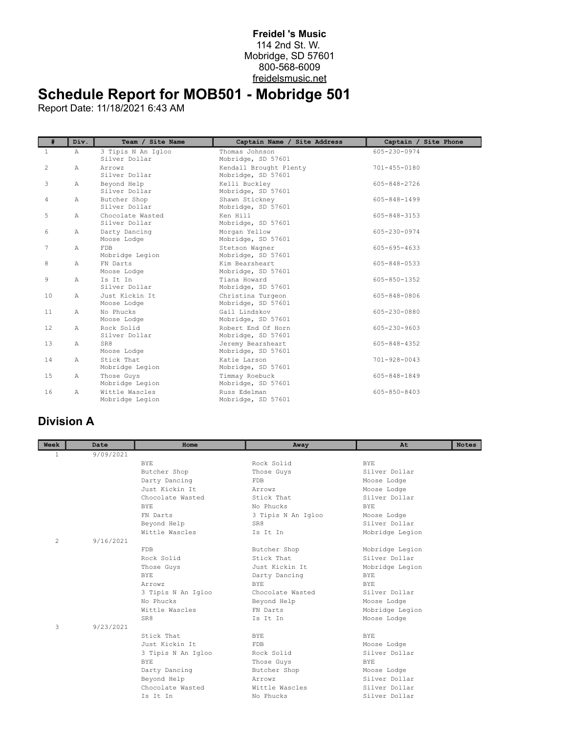**Freidel 's Music**
114 2nd St. W.
Mobridge, SD 57601
800-568-6009
freidelsmusic.net

# Schedule Report for MOB501 - Mobridge 501

Report Date: 11/18/2021 6:43 AM

| # | Div. | Team / Site Name | Captain Name / Site Address | Captain / Site Phone |
|---|---|---|---|---|
| 1 | A | 3 Tipis N An Igloo<br>Silver Dollar | Thomas Johnson<br>Mobridge, SD 57601 | 605-230-0974 |
| 2 | A | Arrowz<br>Silver Dollar | Kendall Brought Plenty<br>Mobridge, SD 57601 | 701-455-0180 |
| 3 | A | Beyond Help<br>Silver Dollar | Kelli Buckley<br>Mobridge, SD 57601 | 605-848-2726 |
| 4 | A | Butcher Shop<br>Silver Dollar | Shawn Stickney<br>Mobridge, SD 57601 | 605-848-1499 |
| 5 | A | Chocolate Wasted<br>Silver Dollar | Ken Hill<br>Mobridge, SD 57601 | 605-848-3153 |
| 6 | A | Darty Dancing<br>Moose Lodge | Morgan Yellow<br>Mobridge, SD 57601 | 605-230-0974 |
| 7 | A | FDB<br>Mobridge Legion | Stetson Wagner<br>Mobridge, SD 57601 | 605-695-4633 |
| 8 | A | FN Darts<br>Moose Lodge | Kim Bearsheart<br>Mobridge, SD 57601 | 605-848-0533 |
| 9 | A | Is It In<br>Silver Dollar | Tiana Howard<br>Mobridge, SD 57601 | 605-850-1352 |
| 10 | A | Just Kickin It<br>Moose Lodge | Christina Turgeon<br>Mobridge, SD 57601 | 605-848-0806 |
| 11 | A | No Phucks<br>Moose Lodge | Gail Lindskov<br>Mobridge, SD 57601 | 605-230-0880 |
| 12 | A | Rock Solid<br>Silver Dollar | Robert End Of Horn<br>Mobridge, SD 57601 | 605-230-9603 |
| 13 | A | SR8<br>Moose Lodge | Jeremy Bearsheart<br>Mobridge, SD 57601 | 605-848-4352 |
| 14 | A | Stick That<br>Mobridge Legion | Katie Larson<br>Mobridge, SD 57601 | 701-928-0043 |
| 15 | A | Those Guys<br>Mobridge Legion | Timmay Roebuck<br>Mobridge, SD 57601 | 605-848-1849 |
| 16 | A | Wittle Wascles<br>Mobridge Legion | Russ Edelman<br>Mobridge, SD 57601 | 605-850-8403 |

## Division A

| Week | Date | Home | Away | At | Notes |
|---|---|---|---|---|---|
| 1 | 9/09/2021 | | | | |
| | | BYE | Rock Solid | BYE | |
| | | Butcher Shop | Those Guys | Silver Dollar | |
| | | Darty Dancing | FDB | Moose Lodge | |
| | | Just Kickin It | Arrowz | Moose Lodge | |
| | | Chocolate Wasted | Stick That | Silver Dollar | |
| | | BYE | No Phucks | BYE | |
| | | FN Darts | 3 Tipis N An Igloo | Moose Lodge | |
| | | Beyond Help | SR8 | Silver Dollar | |
| | | Wittle Wascles | Is It In | Mobridge Legion | |
| 2 | 9/16/2021 | | | | |
| | | FDB | Butcher Shop | Mobridge Legion | |
| | | Rock Solid | Stick That | Silver Dollar | |
| | | Those Guys | Just Kickin It | Mobridge Legion | |
| | | BYE | Darty Dancing | BYE | |
| | | Arrowz | BYE | BYE | |
| | | 3 Tipis N An Igloo | Chocolate Wasted | Silver Dollar | |
| | | No Phucks | Beyond Help | Moose Lodge | |
| | | Wittle Wascles | FN Darts | Mobridge Legion | |
| | | SR8 | Is It In | Moose Lodge | |
| 3 | 9/23/2021 | | | | |
| | | Stick That | BYE | BYE | |
| | | Just Kickin It | FDB | Moose Lodge | |
| | | 3 Tipis N An Igloo | Rock Solid | Silver Dollar | |
| | | BYE | Those Guys | BYE | |
| | | Darty Dancing | Butcher Shop | Moose Lodge | |
| | | Beyond Help | Arrowz | Silver Dollar | |
| | | Chocolate Wasted | Wittle Wascles | Silver Dollar | |
| | | Is It In | No Phucks | Silver Dollar | |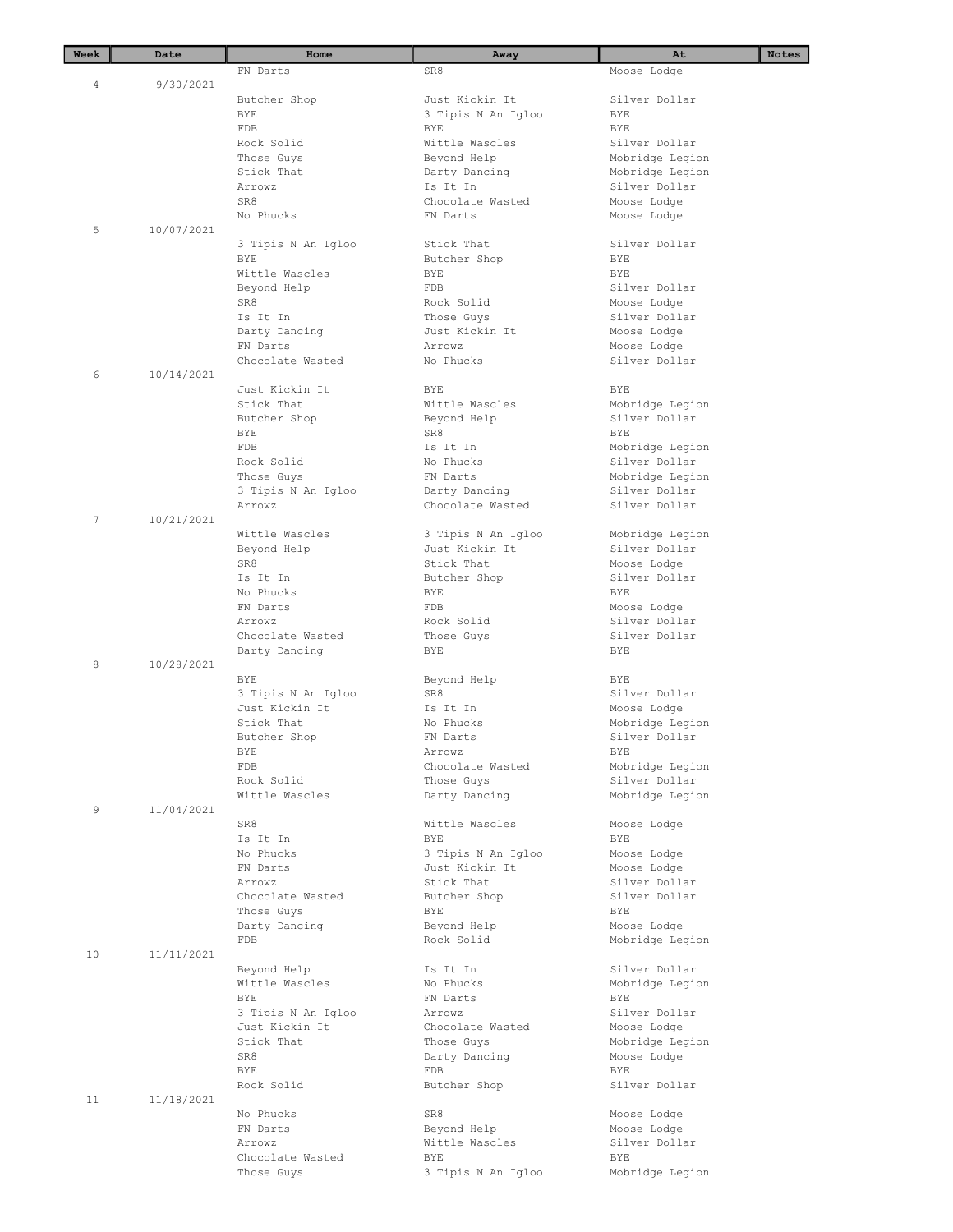| Week | Date | Home | Away | At | Notes |
|---|---|---|---|---|---|
| | | FN Darts | SR8 | Moose Lodge | |
| 4 | 9/30/2021 | | | | |
| | | Butcher Shop | Just Kickin It | Silver Dollar | |
| | | BYE | 3 Tipis N An Igloo | BYE | |
| | | FDB | BYE | BYE | |
| | | Rock Solid | Wittle Wascles | Silver Dollar | |
| | | Those Guys | Beyond Help | Mobridge Legion | |
| | | Stick That | Darty Dancing | Mobridge Legion | |
| | | Arrowz | Is It In | Silver Dollar | |
| | | SR8 | Chocolate Wasted | Moose Lodge | |
| | | No Phucks | FN Darts | Moose Lodge | |
| 5 | 10/07/2021 | | | | |
| | | 3 Tipis N An Igloo | Stick That | Silver Dollar | |
| | | BYE | Butcher Shop | BYE | |
| | | Wittle Wascles | BYE | BYE | |
| | | Beyond Help | FDB | Silver Dollar | |
| | | SR8 | Rock Solid | Moose Lodge | |
| | | Is It In | Those Guys | Silver Dollar | |
| | | Darty Dancing | Just Kickin It | Moose Lodge | |
| | | FN Darts | Arrowz | Moose Lodge | |
| | | Chocolate Wasted | No Phucks | Silver Dollar | |
| 6 | 10/14/2021 | | | | |
| | | Just Kickin It | BYE | BYE | |
| | | Stick That | Wittle Wascles | Mobridge Legion | |
| | | Butcher Shop | Beyond Help | Silver Dollar | |
| | | BYE | SR8 | BYE | |
| | | FDB | Is It In | Mobridge Legion | |
| | | Rock Solid | No Phucks | Silver Dollar | |
| | | Those Guys | FN Darts | Mobridge Legion | |
| | | 3 Tipis N An Igloo | Darty Dancing | Silver Dollar | |
| | | Arrowz | Chocolate Wasted | Silver Dollar | |
| 7 | 10/21/2021 | | | | |
| | | Wittle Wascles | 3 Tipis N An Igloo | Mobridge Legion | |
| | | Beyond Help | Just Kickin It | Silver Dollar | |
| | | SR8 | Stick That | Moose Lodge | |
| | | Is It In | Butcher Shop | Silver Dollar | |
| | | No Phucks | BYE | BYE | |
| | | FN Darts | FDB | Moose Lodge | |
| | | Arrowz | Rock Solid | Silver Dollar | |
| | | Chocolate Wasted | Those Guys | Silver Dollar | |
| | | Darty Dancing | BYE | BYE | |
| 8 | 10/28/2021 | | | | |
| | | BYE | Beyond Help | BYE | |
| | | 3 Tipis N An Igloo | SR8 | Silver Dollar | |
| | | Just Kickin It | Is It In | Moose Lodge | |
| | | Stick That | No Phucks | Mobridge Legion | |
| | | Butcher Shop | FN Darts | Silver Dollar | |
| | | BYE | Arrowz | BYE | |
| | | FDB | Chocolate Wasted | Mobridge Legion | |
| | | Rock Solid | Those Guys | Silver Dollar | |
| | | Wittle Wascles | Darty Dancing | Mobridge Legion | |
| 9 | 11/04/2021 | | | | |
| | | SR8 | Wittle Wascles | Moose Lodge | |
| | | Is It In | BYE | BYE | |
| | | No Phucks | 3 Tipis N An Igloo | Moose Lodge | |
| | | FN Darts | Just Kickin It | Moose Lodge | |
| | | Arrowz | Stick That | Silver Dollar | |
| | | Chocolate Wasted | Butcher Shop | Silver Dollar | |
| | | Those Guys | BYE | BYE | |
| | | Darty Dancing | Beyond Help | Moose Lodge | |
| | | FDB | Rock Solid | Mobridge Legion | |
| 10 | 11/11/2021 | | | | |
| | | Beyond Help | Is It In | Silver Dollar | |
| | | Wittle Wascles | No Phucks | Mobridge Legion | |
| | | BYE | FN Darts | BYE | |
| | | 3 Tipis N An Igloo | Arrowz | Silver Dollar | |
| | | Just Kickin It | Chocolate Wasted | Moose Lodge | |
| | | Stick That | Those Guys | Mobridge Legion | |
| | | SR8 | Darty Dancing | Moose Lodge | |
| | | BYE | FDB | BYE | |
| | | Rock Solid | Butcher Shop | Silver Dollar | |
| 11 | 11/18/2021 | | | | |
| | | No Phucks | SR8 | Moose Lodge | |
| | | FN Darts | Beyond Help | Moose Lodge | |
| | | Arrowz | Wittle Wascles | Silver Dollar | |
| | | Chocolate Wasted | BYE | BYE | |
| | | Those Guys | 3 Tipis N An Igloo | Mobridge Legion | |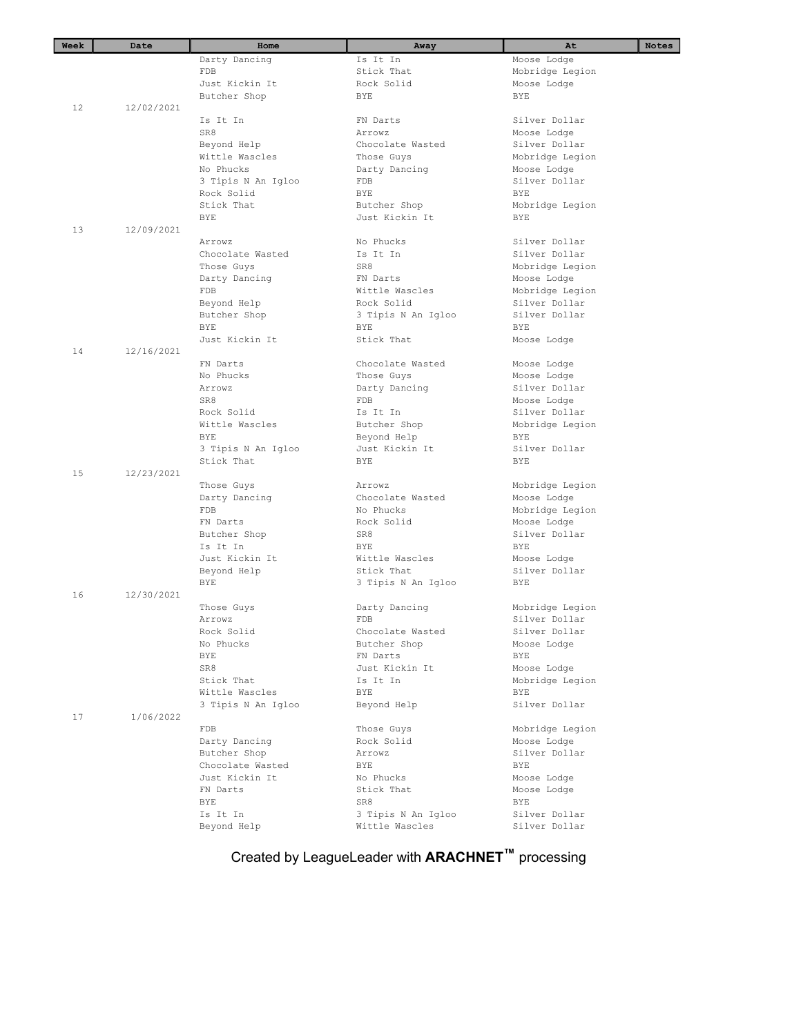| Week | Date | Home | Away | At | Notes |
|---|---|---|---|---|---|
| | | Darty Dancing | Is It In | Moose Lodge | |
| | | FDB | Stick That | Mobridge Legion | |
| | | Just Kickin It | Rock Solid | Moose Lodge | |
| | | Butcher Shop | BYE | BYE | |
| 12 | 12/02/2021 | | | | |
| | | Is It In | FN Darts | Silver Dollar | |
| | | SR8 | Arrowz | Moose Lodge | |
| | | Beyond Help | Chocolate Wasted | Silver Dollar | |
| | | Wittle Wascles | Those Guys | Mobridge Legion | |
| | | No Phucks | Darty Dancing | Moose Lodge | |
| | | 3 Tipis N An Igloo | FDB | Silver Dollar | |
| | | Rock Solid | BYE | BYE | |
| | | Stick That | Butcher Shop | Mobridge Legion | |
| | | BYE | Just Kickin It | BYE | |
| 13 | 12/09/2021 | | | | |
| | | Arrowz | No Phucks | Silver Dollar | |
| | | Chocolate Wasted | Is It In | Silver Dollar | |
| | | Those Guys | SR8 | Mobridge Legion | |
| | | Darty Dancing | FN Darts | Moose Lodge | |
| | | FDB | Wittle Wascles | Mobridge Legion | |
| | | Beyond Help | Rock Solid | Silver Dollar | |
| | | Butcher Shop | 3 Tipis N An Igloo | Silver Dollar | |
| | | BYE | BYE | BYE | |
| | | Just Kickin It | Stick That | Moose Lodge | |
| 14 | 12/16/2021 | | | | |
| | | FN Darts | Chocolate Wasted | Moose Lodge | |
| | | No Phucks | Those Guys | Moose Lodge | |
| | | Arrowz | Darty Dancing | Silver Dollar | |
| | | SR8 | FDB | Moose Lodge | |
| | | Rock Solid | Is It In | Silver Dollar | |
| | | Wittle Wascles | Butcher Shop | Mobridge Legion | |
| | | BYE | Beyond Help | BYE | |
| | | 3 Tipis N An Igloo | Just Kickin It | Silver Dollar | |
| | | Stick That | BYE | BYE | |
| 15 | 12/23/2021 | | | | |
| | | Those Guys | Arrowz | Mobridge Legion | |
| | | Darty Dancing | Chocolate Wasted | Moose Lodge | |
| | | FDB | No Phucks | Mobridge Legion | |
| | | FN Darts | Rock Solid | Moose Lodge | |
| | | Butcher Shop | SR8 | Silver Dollar | |
| | | Is It In | BYE | BYE | |
| | | Just Kickin It | Wittle Wascles | Moose Lodge | |
| | | Beyond Help | Stick That | Silver Dollar | |
| | | BYE | 3 Tipis N An Igloo | BYE | |
| 16 | 12/30/2021 | | | | |
| | | Those Guys | Darty Dancing | Mobridge Legion | |
| | | Arrowz | FDB | Silver Dollar | |
| | | Rock Solid | Chocolate Wasted | Silver Dollar | |
| | | No Phucks | Butcher Shop | Moose Lodge | |
| | | BYE | FN Darts | BYE | |
| | | SR8 | Just Kickin It | Moose Lodge | |
| | | Stick That | Is It In | Mobridge Legion | |
| | | Wittle Wascles | BYE | BYE | |
| | | 3 Tipis N An Igloo | Beyond Help | Silver Dollar | |
| 17 | 1/06/2022 | | | | |
| | | FDB | Those Guys | Mobridge Legion | |
| | | Darty Dancing | Rock Solid | Moose Lodge | |
| | | Butcher Shop | Arrowz | Silver Dollar | |
| | | Chocolate Wasted | BYE | BYE | |
| | | Just Kickin It | No Phucks | Moose Lodge | |
| | | FN Darts | Stick That | Moose Lodge | |
| | | BYE | SR8 | BYE | |
| | | Is It In | 3 Tipis N An Igloo | Silver Dollar | |
| | | Beyond Help | Wittle Wascles | Silver Dollar | |

Created by LeagueLeader with **ARACHNET™** processing